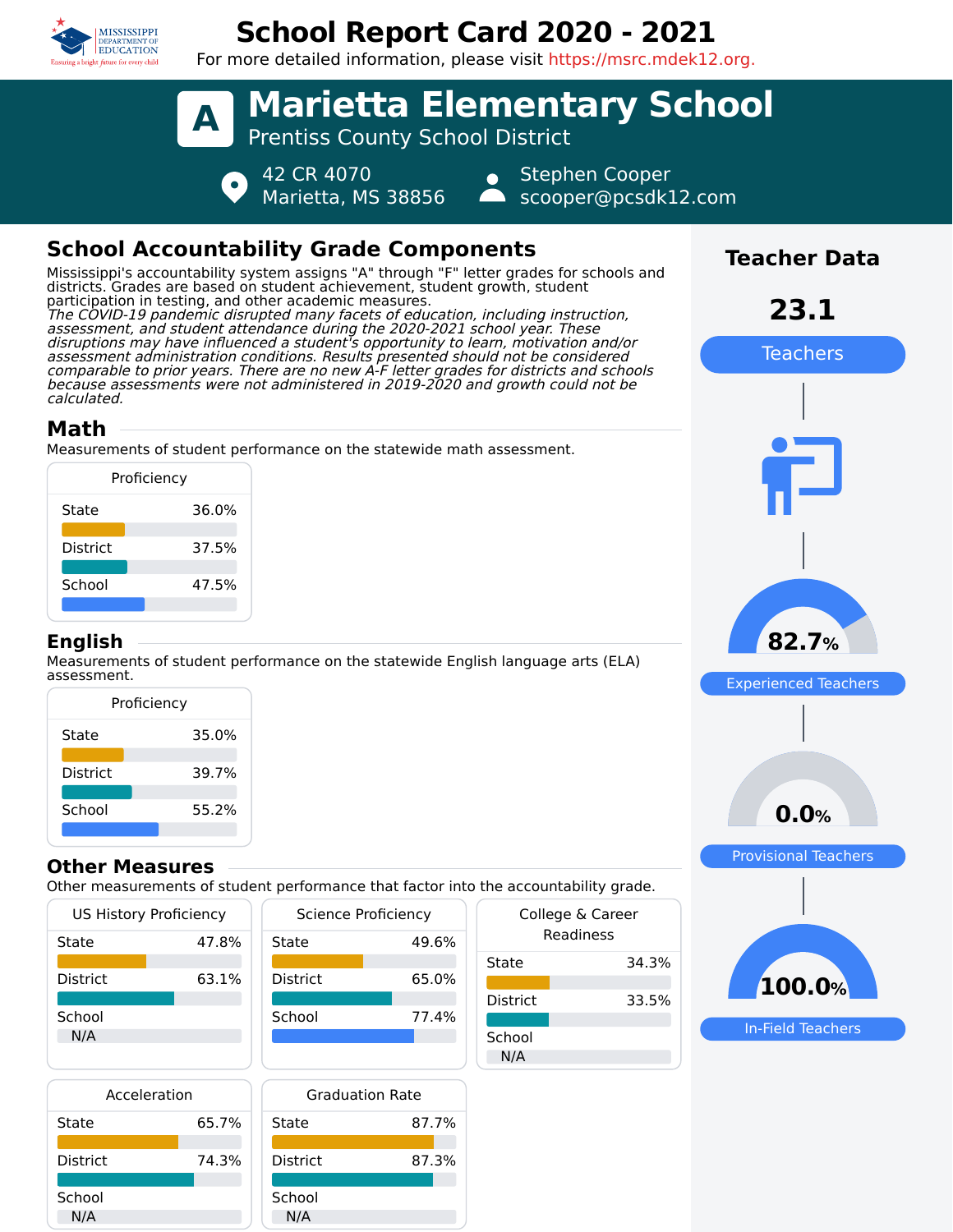# School Report Card 2020 - 2021

For more detailed information, please visit https://msrc.mdek12.org.

# A Marietta Elementary School

Prentiss County School District

42 CR 4070
Marietta, MS 38856

Stephen Cooper
scooper@pcsdk12.com

## School Accountability Grade Components

Mississippi's accountability system assigns "A" through "F" letter grades for schools and districts. Grades are based on student achievement, student growth, student participation in testing, and other academic measures.

*The COVID-19 pandemic disrupted many facets of education, including instruction, assessment, and student attendance during the 2020-2021 school year. These disruptions may have influenced a student's opportunity to learn, motivation and/or assessment administration conditions. Results presented should not be considered comparable to prior years. There are no new A-F letter grades for districts and schools because assessments were not administered in 2019-2020 and growth could not be calculated.*

### Math

Measurements of student performance on the statewide math assessment.

| Proficiency | |
|---|---|
| State | 36.0% |
| District | 37.5% |
| School | 47.5% |

### English

Measurements of student performance on the statewide English language arts (ELA) assessment.

| Proficiency | |
|---|---|
| State | 35.0% |
| District | 39.7% |
| School | 55.2% |

### Other Measures

Other measurements of student performance that factor into the accountability grade.

| US History Proficiency | |
|---|---|
| State | 47.8% |
| District | 63.1% |
| School | N/A |

| Science Proficiency | |
|---|---|
| State | 49.6% |
| District | 65.0% |
| School | 77.4% |

| College & Career Readiness | |
|---|---|
| State | 34.3% |
| District | 33.5% |
| School | N/A |

| Acceleration | |
|---|---|
| State | 65.7% |
| District | 74.3% |
| School | N/A |

| Graduation Rate | |
|---|---|
| State | 87.7% |
| District | 87.3% |
| School | N/A |

## Teacher Data

**23.1** Teachers

**82.7%** Experienced Teachers

**0.0%** Provisional Teachers

**100.0%** In-Field Teachers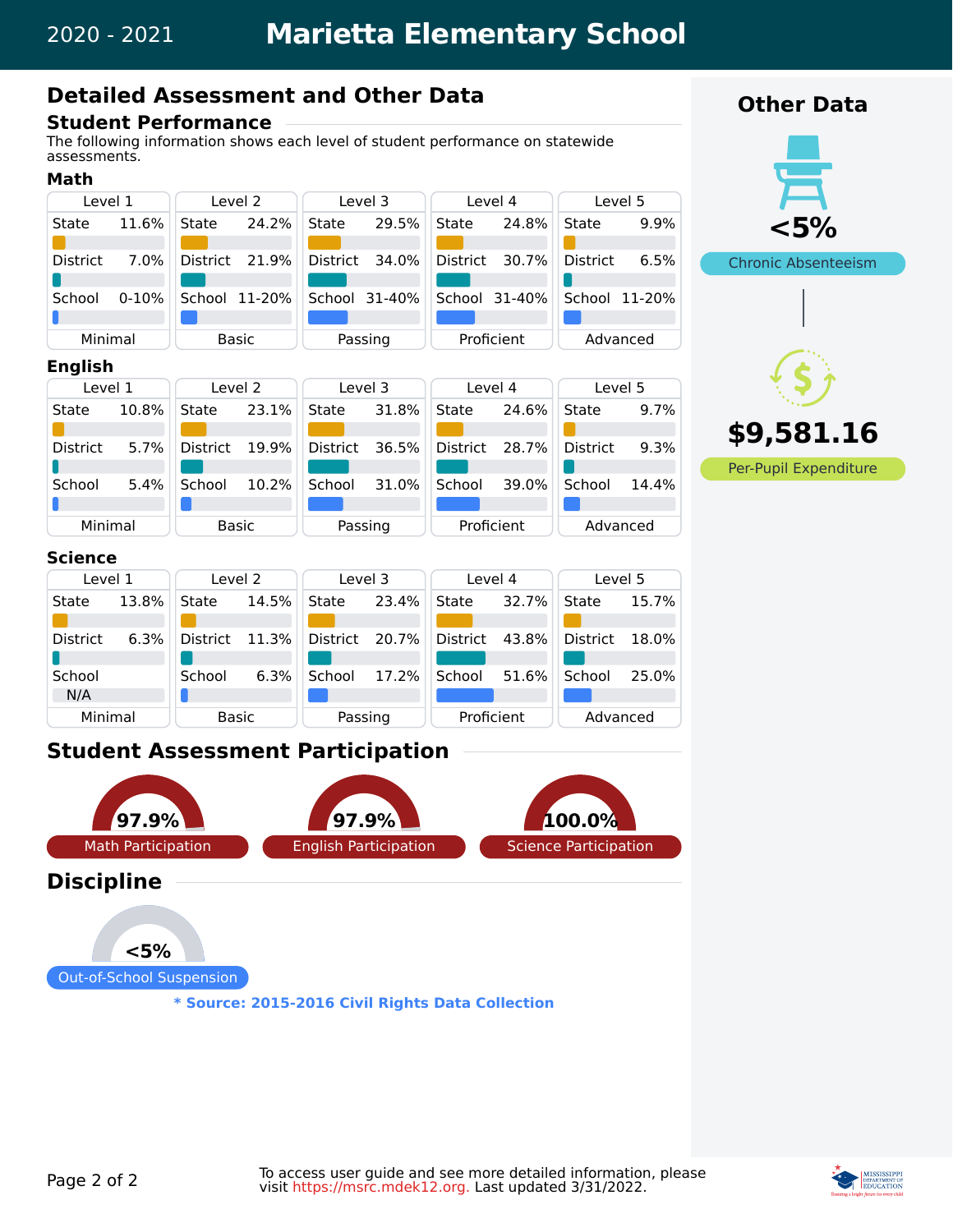# 2020 - 2021 Marietta Elementary School

## Detailed Assessment and Other Data

### Student Performance

The following information shows each level of student performance on statewide assessments.

#### Math

| | Level 1 | Level 2 | Level 3 | Level 4 | Level 5 |
|---|---|---|---|---|---|
| State | 11.6% | 24.2% | 29.5% | 24.8% | 9.9% |
| District | 7.0% | 21.9% | 34.0% | 30.7% | 6.5% |
| School | 0-10% | 11-20% | 31-40% | 31-40% | 11-20% |
| | Minimal | Basic | Passing | Proficient | Advanced |

#### English

| | Level 1 | Level 2 | Level 3 | Level 4 | Level 5 |
|---|---|---|---|---|---|
| State | 10.8% | 23.1% | 31.8% | 24.6% | 9.7% |
| District | 5.7% | 19.9% | 36.5% | 28.7% | 9.3% |
| School | 5.4% | 10.2% | 31.0% | 39.0% | 14.4% |
| | Minimal | Basic | Passing | Proficient | Advanced |

#### Science

| | Level 1 | Level 2 | Level 3 | Level 4 | Level 5 |
|---|---|---|---|---|---|
| State | 13.8% | 14.5% | 23.4% | 32.7% | 15.7% |
| District | 6.3% | 11.3% | 20.7% | 43.8% | 18.0% |
| School | N/A | 6.3% | 17.2% | 51.6% | 25.0% |
| | Minimal | Basic | Passing | Proficient | Advanced |

### Student Assessment Participation

97.9%
Math Participation

97.9%
English Participation

100.0%
Science Participation

### Discipline

<5%
Out-of-School Suspension

**\* Source: 2015-2016 Civil Rights Data Collection**

## Other Data

<5%
Chronic Absenteeism

$9,581.16
Per-Pupil Expenditure

To access user guide and see more detailed information, please visit https://msrc.mdek12.org. Last updated 3/31/2022.